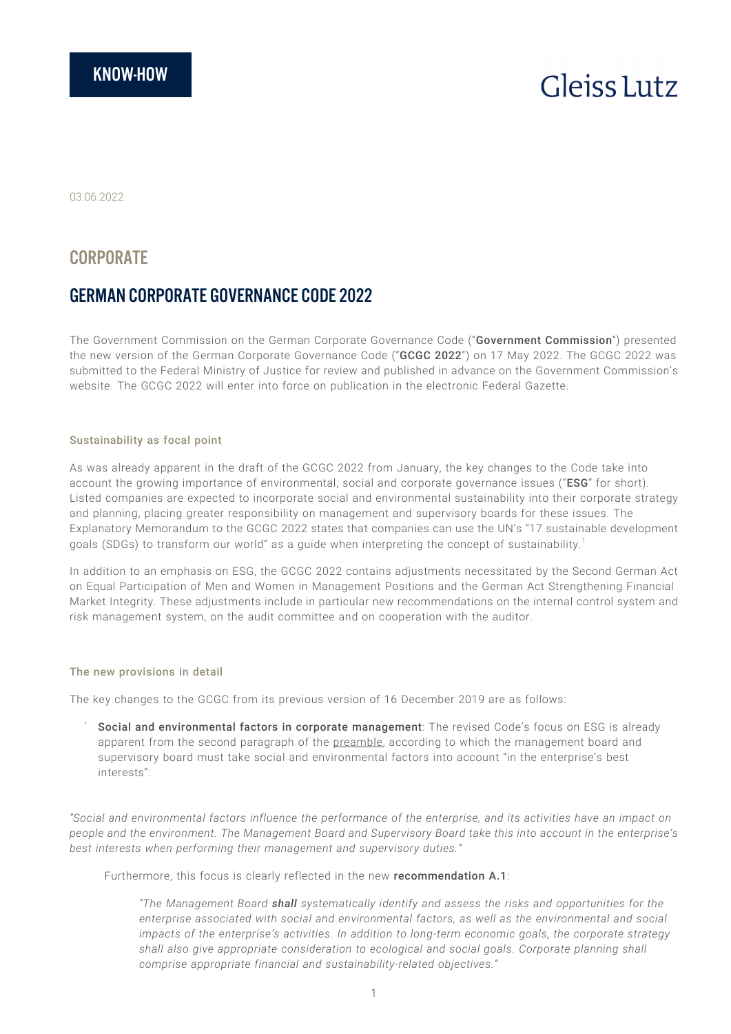KNOW-HOW

Gleiss Lutz

03.06.2022

## CORPORATE

# GERMAN CORPORATE GOVERNANCE CODE 2022

The Government Commission on the German Corporate Governance Code ("**Government Commission**") presented the new version of the German Corporate Governance Code ("**GCGC 2022**") on 17 May 2022. The GCGC 2022 was submitted to the Federal Ministry of Justice for review and published in advance on the Government Commission's website. The GCGC 2022 will enter into force on publication in the electronic Federal Gazette.

### Sustainability as focal point

As was already apparent in the draft of the GCGC 2022 from January, the key changes to the Code take into account the growing importance of environmental, social and corporate governance issues ("**ESG**" for short). Listed companies are expected to incorporate social and environmental sustainability into their corporate strategy and planning, placing greater responsibility on management and supervisory boards for these issues. The Explanatory Memorandum to the GCGC 2022 states that companies can use the UN's "17 sustainable development goals (SDGs) to transform our world" as a guide when interpreting the concept of sustainability.[1]

In addition to an emphasis on ESG, the GCGC 2022 contains adjustments necessitated by the Second German Act on Equal Participation of Men and Women in Management Positions and the German Act Strengthening Financial Market Integrity. These adjustments include in particular new recommendations on the internal control system and risk management system, on the audit committee and on cooperation with the auditor.

### The new provisions in detail

The key changes to the GCGC from its previous version of 16 December 2019 are as follows:

- **Social and environmental factors in corporate management**: The revised Code's focus on ESG is already apparent from the second paragraph of the preamble, according to which the management board and supervisory board must take social and environmental factors into account "in the enterprise's best interests":

*"Social and environmental factors influence the performance of the enterprise, and its activities have an impact on people and the environment. The Management Board and Supervisory Board take this into account in the enterprise's best interests when performing their management and supervisory duties."*

Furthermore, this focus is clearly reflected in the new **recommendation A.1**:

> *"The Management Board **shall** systematically identify and assess the risks and opportunities for the enterprise associated with social and environmental factors, as well as the environmental and social impacts of the enterprise's activities. In addition to long-term economic goals, the corporate strategy shall also give appropriate consideration to ecological and social goals. Corporate planning shall comprise appropriate financial and sustainability-related objectives."*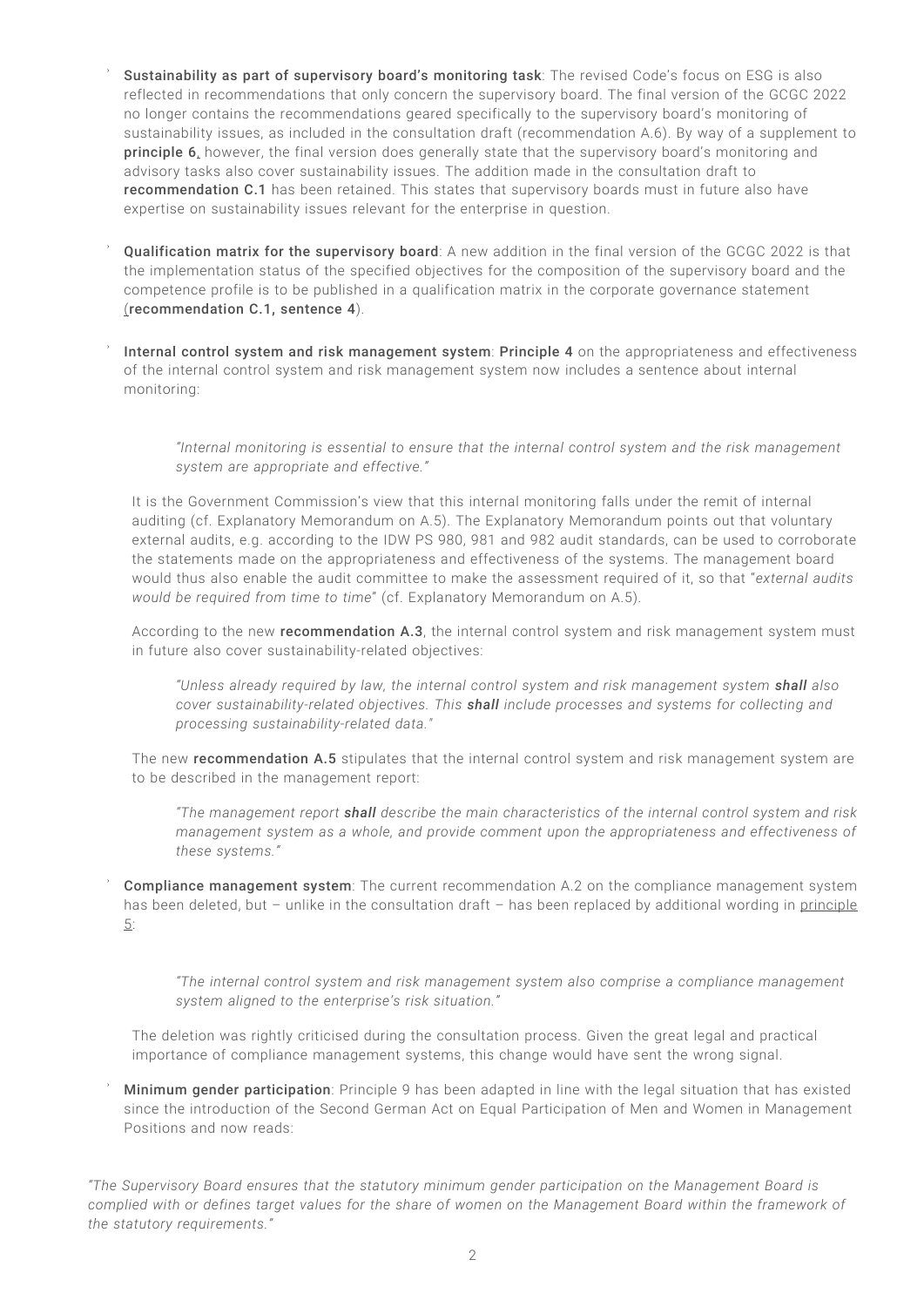- **Sustainability as part of supervisory board's monitoring task**: The revised Code's focus on ESG is also reflected in recommendations that only concern the supervisory board. The final version of the GCGC 2022 no longer contains the recommendations geared specifically to the supervisory board's monitoring of sustainability issues, as included in the consultation draft (recommendation A.6). By way of a supplement to **principle 6**, however, the final version does generally state that the supervisory board's monitoring and advisory tasks also cover sustainability issues. The addition made in the consultation draft to **recommendation C.1** has been retained. This states that supervisory boards must in future also have expertise on sustainability issues relevant for the enterprise in question.

- **Qualification matrix for the supervisory board**: A new addition in the final version of the GCGC 2022 is that the implementation status of the specified objectives for the composition of the supervisory board and the competence profile is to be published in a qualification matrix in the corporate governance statement (**recommendation C.1, sentence 4**).

- **Internal control system and risk management system**: **Principle 4** on the appropriateness and effectiveness of the internal control system and risk management system now includes a sentence about internal monitoring:

  > *"Internal monitoring is essential to ensure that the internal control system and the risk management system are appropriate and effective."*

  It is the Government Commission's view that this internal monitoring falls under the remit of internal auditing (cf. Explanatory Memorandum on A.5). The Explanatory Memorandum points out that voluntary external audits, e.g. according to the IDW PS 980, 981 and 982 audit standards, can be used to corroborate the statements made on the appropriateness and effectiveness of the systems. The management board would thus also enable the audit committee to make the assessment required of it, so that "*external audits would be required from time to time*" (cf. Explanatory Memorandum on A.5).

  According to the new **recommendation A.3**, the internal control system and risk management system must in future also cover sustainability-related objectives:

  > *"Unless already required by law, the internal control system and risk management system **shall** also cover sustainability-related objectives. This **shall** include processes and systems for collecting and processing sustainability-related data."*

  The new **recommendation A.5** stipulates that the internal control system and risk management system are to be described in the management report:

  > *"The management report **shall** describe the main characteristics of the internal control system and risk management system as a whole, and provide comment upon the appropriateness and effectiveness of these systems."*

- **Compliance management system**: The current recommendation A.2 on the compliance management system has been deleted, but – unlike in the consultation draft – has been replaced by additional wording in principle 5:

  > *"The internal control system and risk management system also comprise a compliance management system aligned to the enterprise's risk situation."*

  The deletion was rightly criticised during the consultation process. Given the great legal and practical importance of compliance management systems, this change would have sent the wrong signal.

- **Minimum gender participation**: Principle 9 has been adapted in line with the legal situation that has existed since the introduction of the Second German Act on Equal Participation of Men and Women in Management Positions and now reads:

*"The Supervisory Board ensures that the statutory minimum gender participation on the Management Board is complied with or defines target values for the share of women on the Management Board within the framework of the statutory requirements."*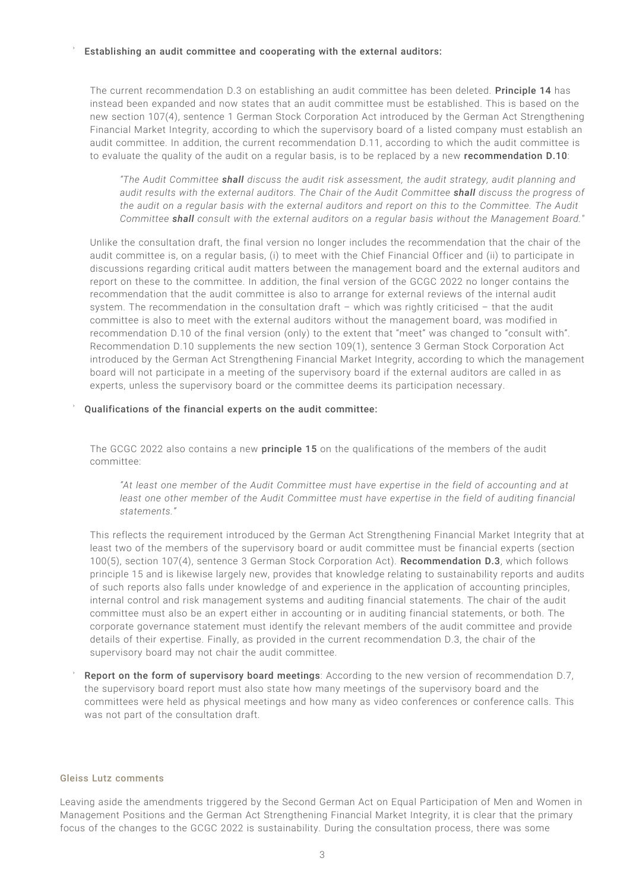- **Establishing an audit committee and cooperating with the external auditors:**

  The current recommendation D.3 on establishing an audit committee has been deleted. **Principle 14** has instead been expanded and now states that an audit committee must be established. This is based on the new section 107(4), sentence 1 German Stock Corporation Act introduced by the German Act Strengthening Financial Market Integrity, according to which the supervisory board of a listed company must establish an audit committee. In addition, the current recommendation D.11, according to which the audit committee is to evaluate the quality of the audit on a regular basis, is to be replaced by a new **recommendation D.10**:

  > *"The Audit Committee **shall** discuss the audit risk assessment, the audit strategy, audit planning and audit results with the external auditors. The Chair of the Audit Committee **shall** discuss the progress of the audit on a regular basis with the external auditors and report on this to the Committee. The Audit Committee **shall** consult with the external auditors on a regular basis without the Management Board."*

  Unlike the consultation draft, the final version no longer includes the recommendation that the chair of the audit committee is, on a regular basis, (i) to meet with the Chief Financial Officer and (ii) to participate in discussions regarding critical audit matters between the management board and the external auditors and report on these to the committee. In addition, the final version of the GCGC 2022 no longer contains the recommendation that the audit committee is also to arrange for external reviews of the internal audit system. The recommendation in the consultation draft – which was rightly criticised – that the audit committee is also to meet with the external auditors without the management board, was modified in recommendation D.10 of the final version (only) to the extent that "meet" was changed to "consult with". Recommendation D.10 supplements the new section 109(1), sentence 3 German Stock Corporation Act introduced by the German Act Strengthening Financial Market Integrity, according to which the management board will not participate in a meeting of the supervisory board if the external auditors are called in as experts, unless the supervisory board or the committee deems its participation necessary.

- **Qualifications of the financial experts on the audit committee:**

  The GCGC 2022 also contains a new **principle 15** on the qualifications of the members of the audit committee:

  > *"At least one member of the Audit Committee must have expertise in the field of accounting and at least one other member of the Audit Committee must have expertise in the field of auditing financial statements."*

  This reflects the requirement introduced by the German Act Strengthening Financial Market Integrity that at least two of the members of the supervisory board or audit committee must be financial experts (section 100(5), section 107(4), sentence 3 German Stock Corporation Act). **Recommendation D.3**, which follows principle 15 and is likewise largely new, provides that knowledge relating to sustainability reports and audits of such reports also falls under knowledge of and experience in the application of accounting principles, internal control and risk management systems and auditing financial statements. The chair of the audit committee must also be an expert either in accounting or in auditing financial statements, or both. The corporate governance statement must identify the relevant members of the audit committee and provide details of their expertise. Finally, as provided in the current recommendation D.3, the chair of the supervisory board may not chair the audit committee.

- **Report on the form of supervisory board meetings**: According to the new version of recommendation D.7, the supervisory board report must also state how many meetings of the supervisory board and the committees were held as physical meetings and how many as video conferences or conference calls. This was not part of the consultation draft.

#### Gleiss Lutz comments

Leaving aside the amendments triggered by the Second German Act on Equal Participation of Men and Women in Management Positions and the German Act Strengthening Financial Market Integrity, it is clear that the primary focus of the changes to the GCGC 2022 is sustainability. During the consultation process, there was some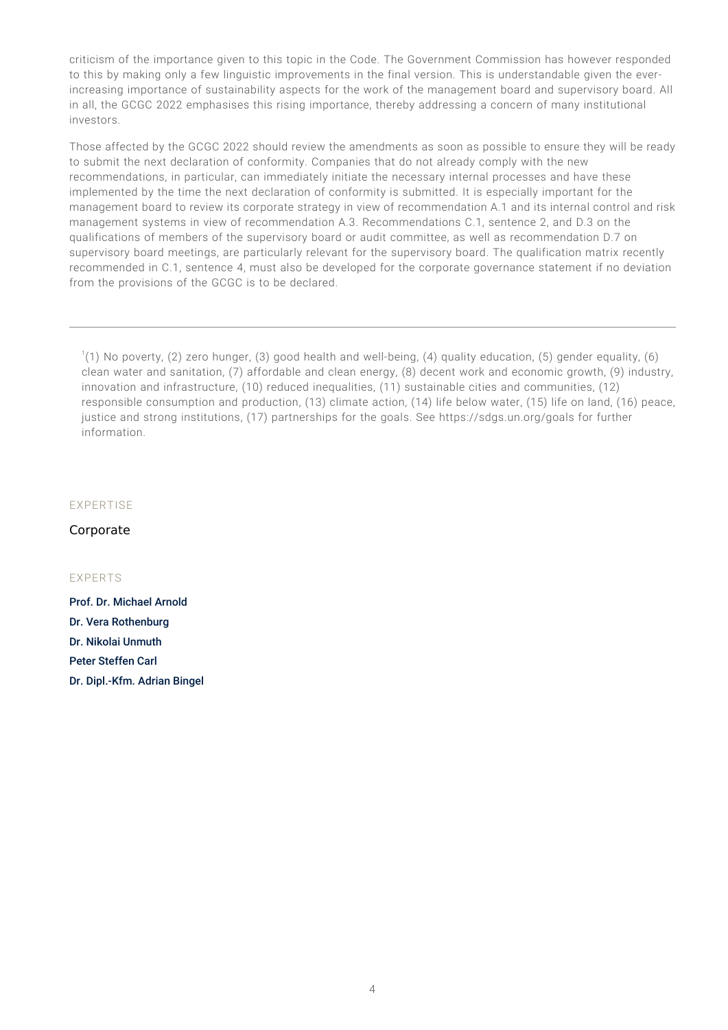criticism of the importance given to this topic in the Code. The Government Commission has however responded to this by making only a few linguistic improvements in the final version. This is understandable given the ever-increasing importance of sustainability aspects for the work of the management board and supervisory board. All in all, the GCGC 2022 emphasises this rising importance, thereby addressing a concern of many institutional investors.

Those affected by the GCGC 2022 should review the amendments as soon as possible to ensure they will be ready to submit the next declaration of conformity. Companies that do not already comply with the new recommendations, in particular, can immediately initiate the necessary internal processes and have these implemented by the time the next declaration of conformity is submitted. It is especially important for the management board to review its corporate strategy in view of recommendation A.1 and its internal control and risk management systems in view of recommendation A.3. Recommendations C.1, sentence 2, and D.3 on the qualifications of members of the supervisory board or audit committee, as well as recommendation D.7 on supervisory board meetings, are particularly relevant for the supervisory board. The qualification matrix recently recommended in C.1, sentence 4, must also be developed for the corporate governance statement if no deviation from the provisions of the GCGC is to be declared.

---

[1](1) No poverty, (2) zero hunger, (3) good health and well-being, (4) quality education, (5) gender equality, (6) clean water and sanitation, (7) affordable and clean energy, (8) decent work and economic growth, (9) industry, innovation and infrastructure, (10) reduced inequalities, (11) sustainable cities and communities, (12) responsible consumption and production, (13) climate action, (14) life below water, (15) life on land, (16) peace, justice and strong institutions, (17) partnerships for the goals. See https://sdgs.un.org/goals for further information.

EXPERTISE

Corporate

EXPERTS

**Prof. Dr. Michael Arnold**

**Dr. Vera Rothenburg**

**Dr. Nikolai Unmuth**

**Peter Steffen Carl**

**Dr. Dipl.-Kfm. Adrian Bingel**